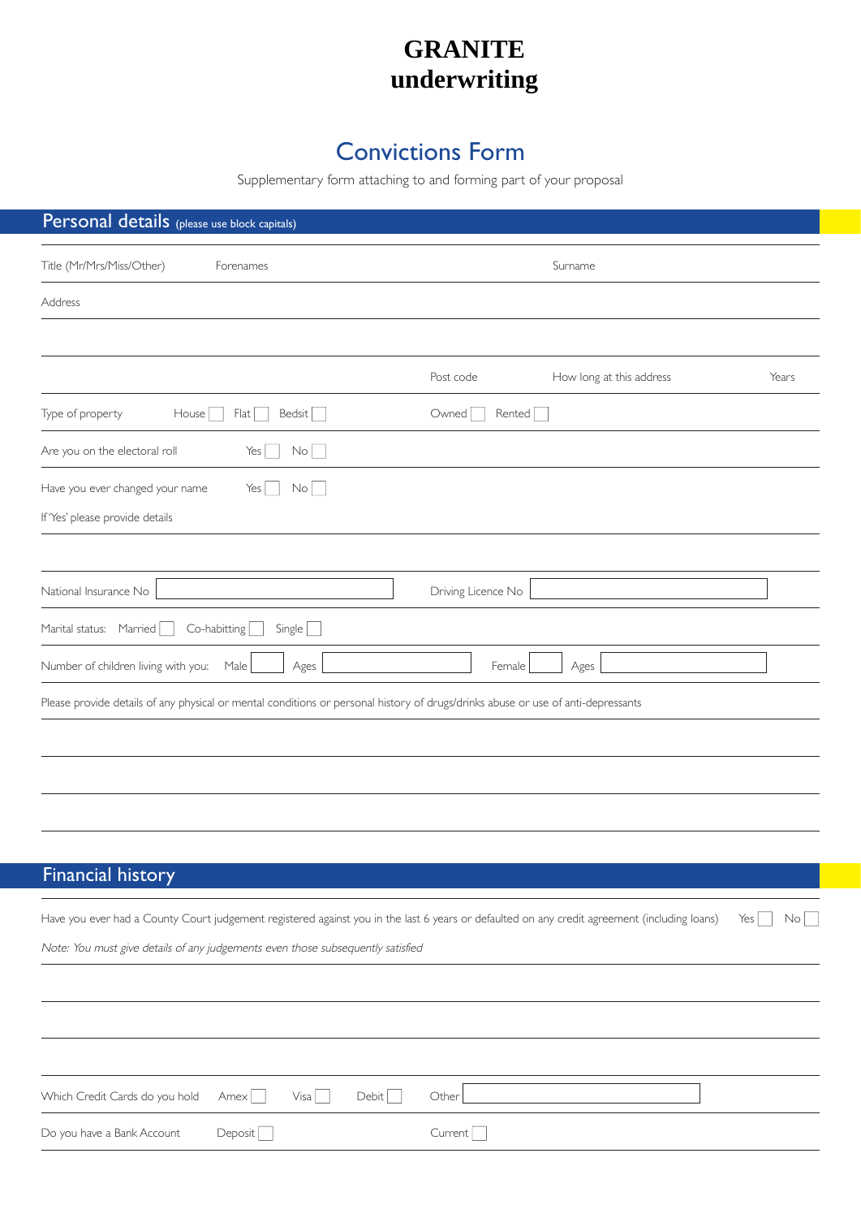# GRANITE underwriting

## Convictions Form

Supplementary form attaching to and forming part of your proposal

## Personal details (please use block capitals)

Title (Mr/Mrs/Miss/Other) Forenames Surname

Address

Post code How long at this address Years

Type of property House ☐ Flat ☐ Bedsit ☐ Owned ☐ Rented ☐

Are you on the electoral roll Yes ☐ No ☐

Have you ever changed your name Yes ☐ No ☐

If 'Yes' please provide details

National Insurance No ☐ Driving Licence No ☐

Marital status: Married ☐ Co-habitting ☐ Single ☐

Number of children living with you: Male ☐ Ages ☐ Female ☐ Ages ☐

Please provide details of any physical or mental conditions or personal history of drugs/drinks abuse or use of anti-depressants

## Financial history

Have you ever had a County Court judgement registered against you in the last 6 years or defaulted on any credit agreement (including loans) Yes ☐ No ☐

*Note: You must give details of any judgements even those subsequently satisfied*

Which Credit Cards do you hold Amex ☐ Visa ☐ Debit ☐ Other ☐

Do you have a Bank Account Deposit ☐ Current ☐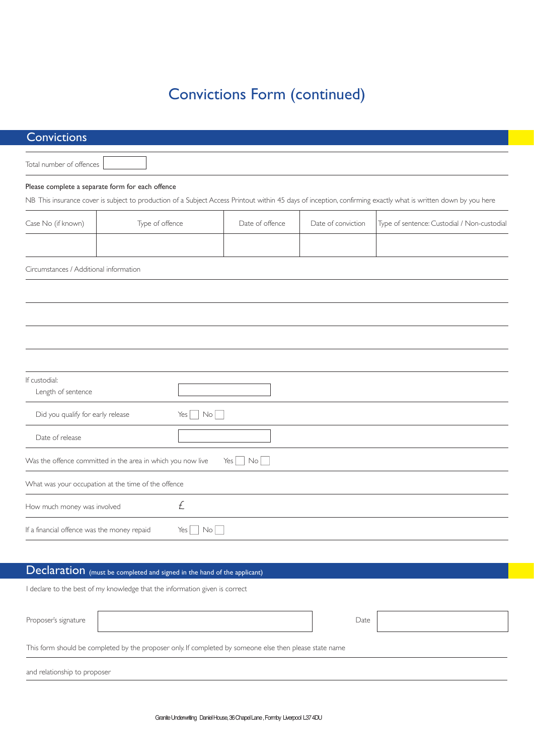# Convictions Form (continued)

## Convictions

Total number of offences

**Please complete a separate form for each offence**

NB This insurance cover is subject to production of a Subject Access Printout within 45 days of inception, confirming exactly what is written down by you here

| Case No (if known) | Type of offence | Date of offence | Date of conviction | Type of sentence: Custodial / Non-custodial |
|---|---|---|---|---|
| | | | | |

Circumstances / Additional information

If custodial:

Length of sentence

Did you qualify for early release Yes ☐ No ☐

Date of release

Was the offence committed in the area in which you now live Yes ☐ No ☐

What was your occupation at the time of the offence

How much money was involved £

If a financial offence was the money repaid Yes ☐ No ☐

## Declaration (must be completed and signed in the hand of the applicant)

I declare to the best of my knowledge that the information given is correct

Proposer's signature Date

This form should be completed by the proposer only. If completed by someone else then please state name

and relationship to proposer

Granite Underwriting Daniel House, 36 Chapel Lane, Formby Liverpool L37 4DU